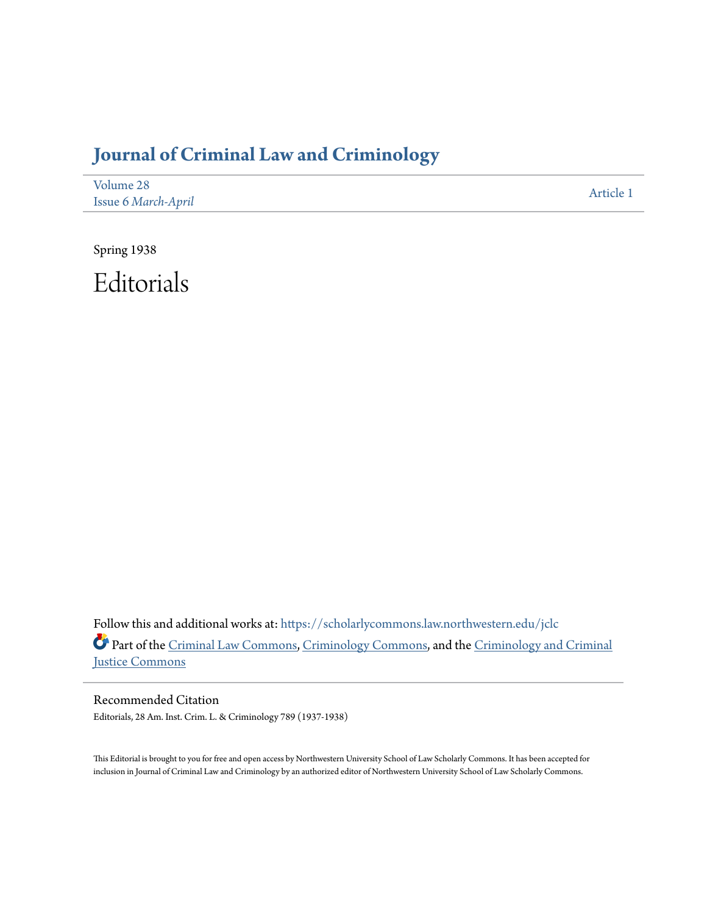# Journal of Criminal Law and Criminology

Volume 28
Issue 6 *March-April*

Article 1

Spring 1938

# Editorials

Follow this and additional works at: https://scholarlycommons.law.northwestern.edu/jclc

Part of the Criminal Law Commons, Criminology Commons, and the Criminology and Criminal Justice Commons

## Recommended Citation

Editorials, 28 Am. Inst. Crim. L. & Criminology 789 (1937-1938)

This Editorial is brought to you for free and open access by Northwestern University School of Law Scholarly Commons. It has been accepted for inclusion in Journal of Criminal Law and Criminology by an authorized editor of Northwestern University School of Law Scholarly Commons.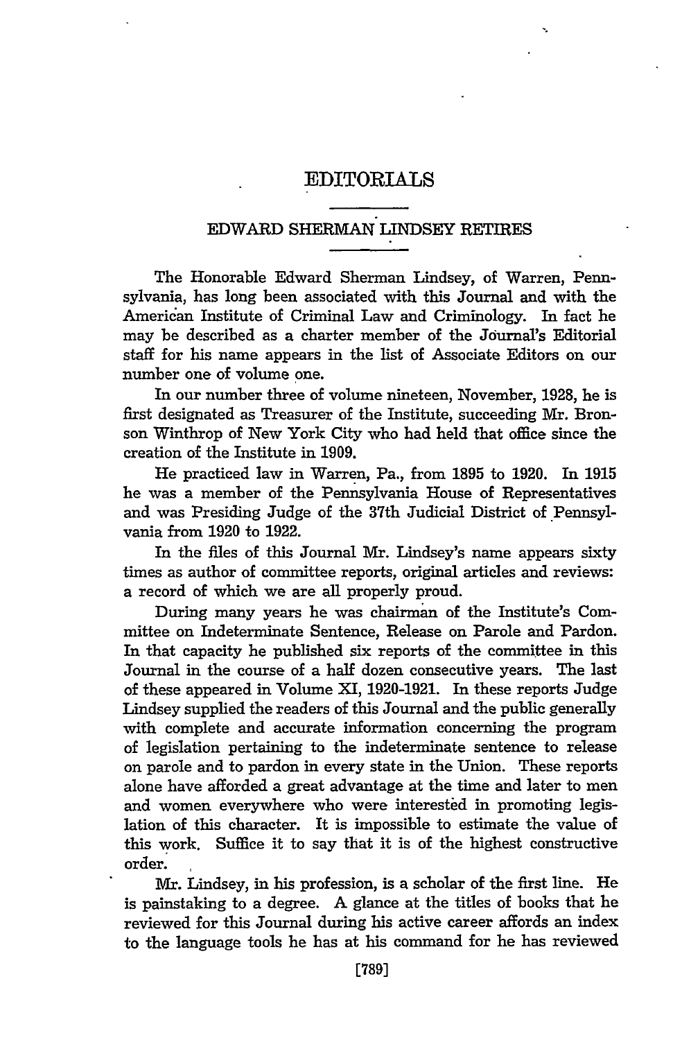# EDITORIALS

## EDWARD SHERMAN LINDSEY RETIRES

The Honorable Edward Sherman Lindsey, of Warren, Pennsylvania, has long been associated with this Journal and with the American Institute of Criminal Law and Criminology. In fact he may be described as a charter member of the Journal's Editorial staff for his name appears in the list of Associate Editors on our number one of volume one.

In our number three of volume nineteen, November, 1928, he is first designated as Treasurer of the Institute, succeeding Mr. Bronson Winthrop of New York City who had held that office since the creation of the Institute in 1909.

He practiced law in Warren, Pa., from 1895 to 1920. In 1915 he was a member of the Pennsylvania House of Representatives and was Presiding Judge of the 37th Judicial District of Pennsylvania from 1920 to 1922.

In the files of this Journal Mr. Lindsey's name appears sixty times as author of committee reports, original articles and reviews: a record of which we are all properly proud.

During many years he was chairman of the Institute's Committee on Indeterminate Sentence, Release on Parole and Pardon. In that capacity he published six reports of the committee in this Journal in the course of a half dozen consecutive years. The last of these appeared in Volume XI, 1920-1921. In these reports Judge Lindsey supplied the readers of this Journal and the public generally with complete and accurate information concerning the program of legislation pertaining to the indeterminate sentence to release on parole and to pardon in every state in the Union. These reports alone have afforded a great advantage at the time and later to men and women everywhere who were interested in promoting legislation of this character. It is impossible to estimate the value of this work. Suffice it to say that it is of the highest constructive order.

Mr. Lindsey, in his profession, is a scholar of the first line. He is painstaking to a degree. A glance at the titles of books that he reviewed for this Journal during his active career affords an index to the language tools he has at his command for he has reviewed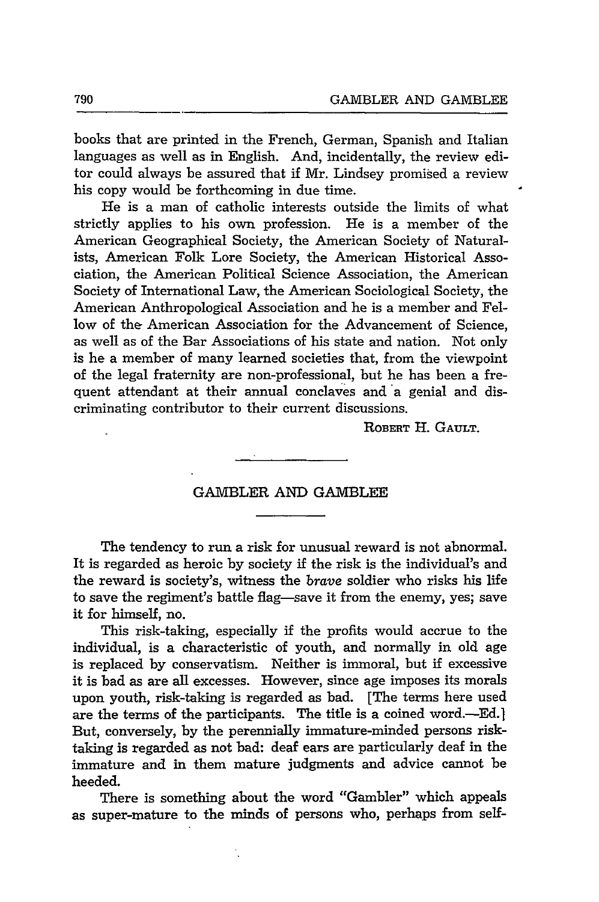books that are printed in the French, German, Spanish and Italian languages as well as in English. And, incidentally, the review editor could always be assured that if Mr. Lindsey promised a review his copy would be forthcoming in due time.

He is a man of catholic interests outside the limits of what strictly applies to his own profession. He is a member of the American Geographical Society, the American Society of Naturalists, American Folk Lore Society, the American Historical Association, the American Political Science Association, the American Society of International Law, the American Sociological Society, the American Anthropological Association and he is a member and Fellow of the American Association for the Advancement of Science, as well as of the Bar Associations of his state and nation. Not only is he a member of many learned societies that, from the viewpoint of the legal fraternity are non-professional, but he has been a frequent attendant at their annual conclaves and a genial and discriminating contributor to their current discussions.

ROBERT H. GAULT.

## GAMBLER AND GAMBLEE

The tendency to run a risk for unusual reward is not abnormal. It is regarded as heroic by society if the risk is the individual's and the reward is society's, witness the *brave* soldier who risks his life to save the regiment's battle flag—save it from the enemy, yes; save it for himself, no.

This risk-taking, especially if the profits would accrue to the individual, is a characteristic of youth, and normally in old age is replaced by conservatism. Neither is immoral, but if excessive it is bad as are all excesses. However, since age imposes its morals upon youth, risk-taking is regarded as bad. [The terms here used are the terms of the participants. The title is a coined word.—Ed.] But, conversely, by the perennially immature-minded persons risk-taking is regarded as not bad: deaf ears are particularly deaf in the immature and in them mature judgments and advice cannot be heeded.

There is something about the word "Gambler" which appeals as super-mature to the minds of persons who, perhaps from self-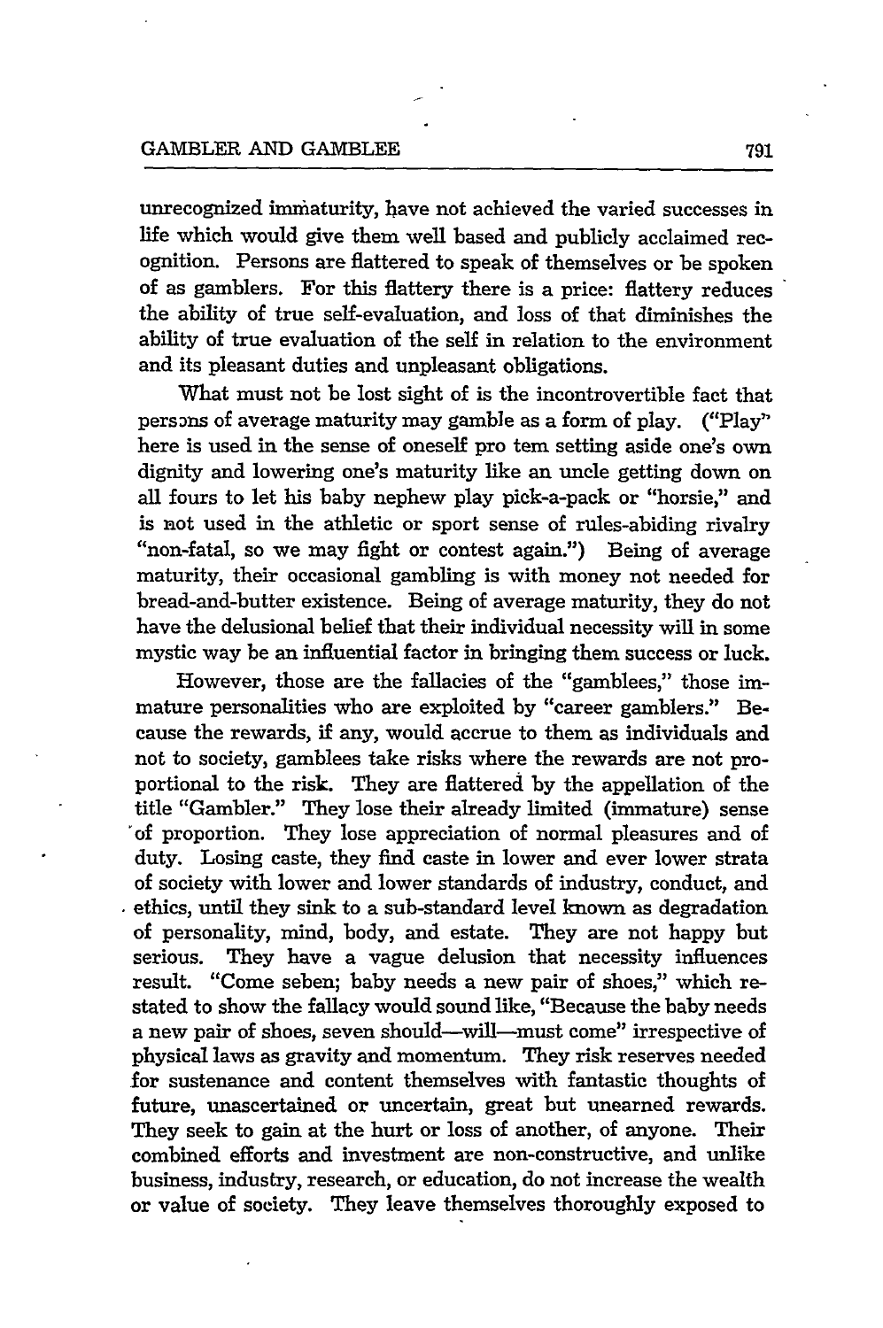unrecognized immaturity, have not achieved the varied successes in life which would give them well based and publicly acclaimed recognition. Persons are flattered to speak of themselves or be spoken of as gamblers. For this flattery there is a price: flattery reduces the ability of true self-evaluation, and loss of that diminishes the ability of true evaluation of the self in relation to the environment and its pleasant duties and unpleasant obligations.

What must not be lost sight of is the incontrovertible fact that persons of average maturity may gamble as a form of play. ("Play" here is used in the sense of oneself pro tem setting aside one's own dignity and lowering one's maturity like an uncle getting down on all fours to let his baby nephew play pick-a-pack or "horsie," and is not used in the athletic or sport sense of rules-abiding rivalry "non-fatal, so we may fight or contest again.") Being of average maturity, their occasional gambling is with money not needed for bread-and-butter existence. Being of average maturity, they do not have the delusional belief that their individual necessity will in some mystic way be an influential factor in bringing them success or luck.

However, those are the fallacies of the "gamblees," those immature personalities who are exploited by "career gamblers." Because the rewards, if any, would accrue to them as individuals and not to society, gamblees take risks where the rewards are not proportional to the risk. They are flattered by the appellation of the title "Gambler." They lose their already limited (immature) sense of proportion. They lose appreciation of normal pleasures and of duty. Losing caste, they find caste in lower and ever lower strata of society with lower and lower standards of industry, conduct, and ethics, until they sink to a sub-standard level known as degradation of personality, mind, body, and estate. They are not happy but serious. They have a vague delusion that necessity influences result. "Come seben; baby needs a new pair of shoes," which restated to show the fallacy would sound like, "Because the baby needs a new pair of shoes, seven should—will—must come" irrespective of physical laws as gravity and momentum. They risk reserves needed for sustenance and content themselves with fantastic thoughts of future, unascertained or uncertain, great but unearned rewards. They seek to gain at the hurt or loss of another, of anyone. Their combined efforts and investment are non-constructive, and unlike business, industry, research, or education, do not increase the wealth or value of society. They leave themselves thoroughly exposed to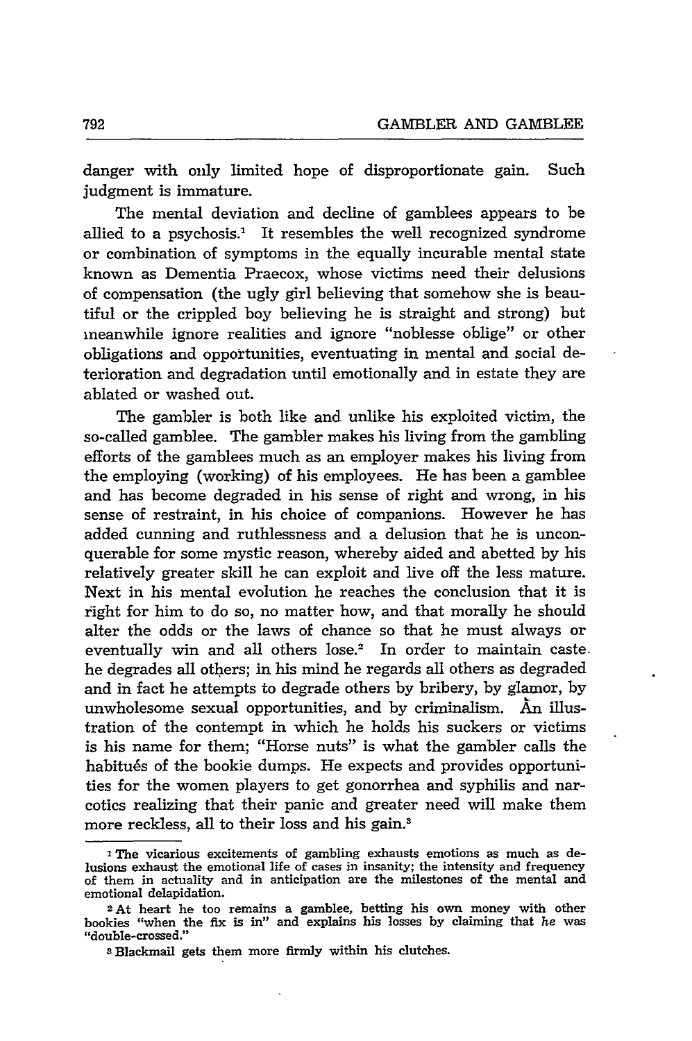danger with only limited hope of disproportionate gain. Such judgment is immature.

The mental deviation and decline of gamblees appears to be allied to a psychosis.[1] It resembles the well recognized syndrome or combination of symptoms in the equally incurable mental state known as Dementia Praecox, whose victims need their delusions of compensation (the ugly girl believing that somehow she is beautiful or the crippled boy believing he is straight and strong) but meanwhile ignore realities and ignore "noblesse oblige" or other obligations and opportunities, eventuating in mental and social deterioration and degradation until emotionally and in estate they are ablated or washed out.

The gambler is both like and unlike his exploited victim, the so-called gamblee. The gambler makes his living from the gambling efforts of the gamblees much as an employer makes his living from the employing (working) of his employees. He has been a gamblee and has become degraded in his sense of right and wrong, in his sense of restraint, in his choice of companions. However he has added cunning and ruthlessness and a delusion that he is unconquerable for some mystic reason, whereby aided and abetted by his relatively greater skill he can exploit and live off the less mature. Next in his mental evolution he reaches the conclusion that it is right for him to do so, no matter how, and that morally he should alter the odds or the laws of chance so that he must always or eventually win and all others lose.[2] In order to maintain caste he degrades all others; in his mind he regards all others as degraded and in fact he attempts to degrade others by bribery, by glamor, by unwholesome sexual opportunities, and by criminalism. An illustration of the contempt in which he holds his suckers or victims is his name for them; "Horse nuts" is what the gambler calls the habitués of the bookie dumps. He expects and provides opportunities for the women players to get gonorrhea and syphilis and narcotics realizing that their panic and greater need will make them more reckless, all to their loss and his gain.[3]

---

[1] The vicarious excitements of gambling exhausts emotions as much as delusions exhaust the emotional life of cases in insanity; the intensity and frequency of them in actuality and in anticipation are the milestones of the mental and emotional delapidation.

[2] At heart he too remains a gamblee, betting his own money with other bookies "when the fix is in" and explains his losses by claiming that *he* was "double-crossed."

[3] Blackmail gets them more firmly within his clutches.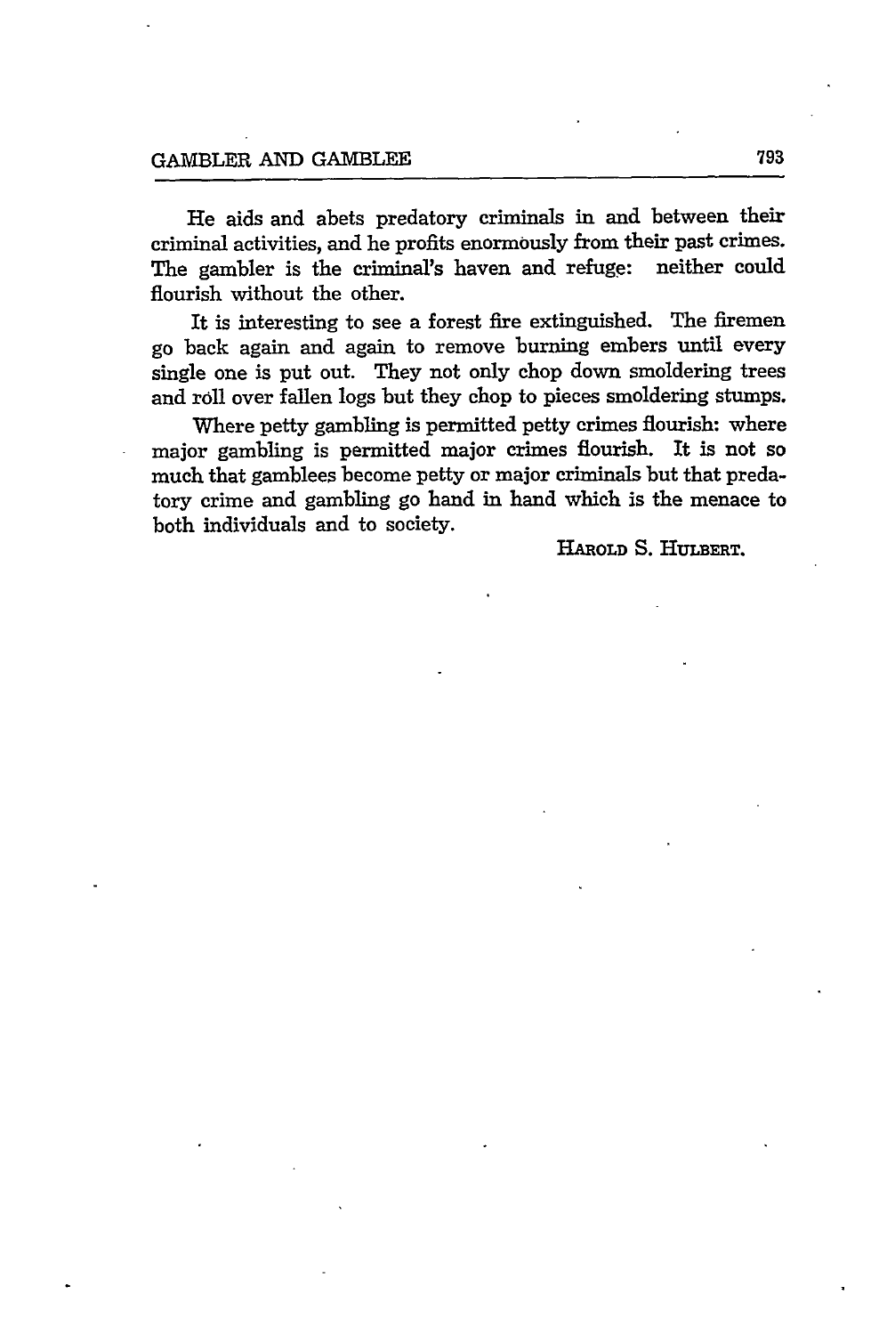He aids and abets predatory criminals in and between their criminal activities, and he profits enormously from their past crimes. The gambler is the criminal's haven and refuge: neither could flourish without the other.

It is interesting to see a forest fire extinguished. The firemen go back again and again to remove burning embers until every single one is put out. They not only chop down smoldering trees and röll over fallen logs but they chop to pieces smoldering stumps.

Where petty gambling is permitted petty crimes flourish: where major gambling is permitted major crimes flourish. It is not so much that gamblees become petty or major criminals but that predatory crime and gambling go hand in hand which is the menace to both individuals and to society.

HAROLD S. HULBERT.